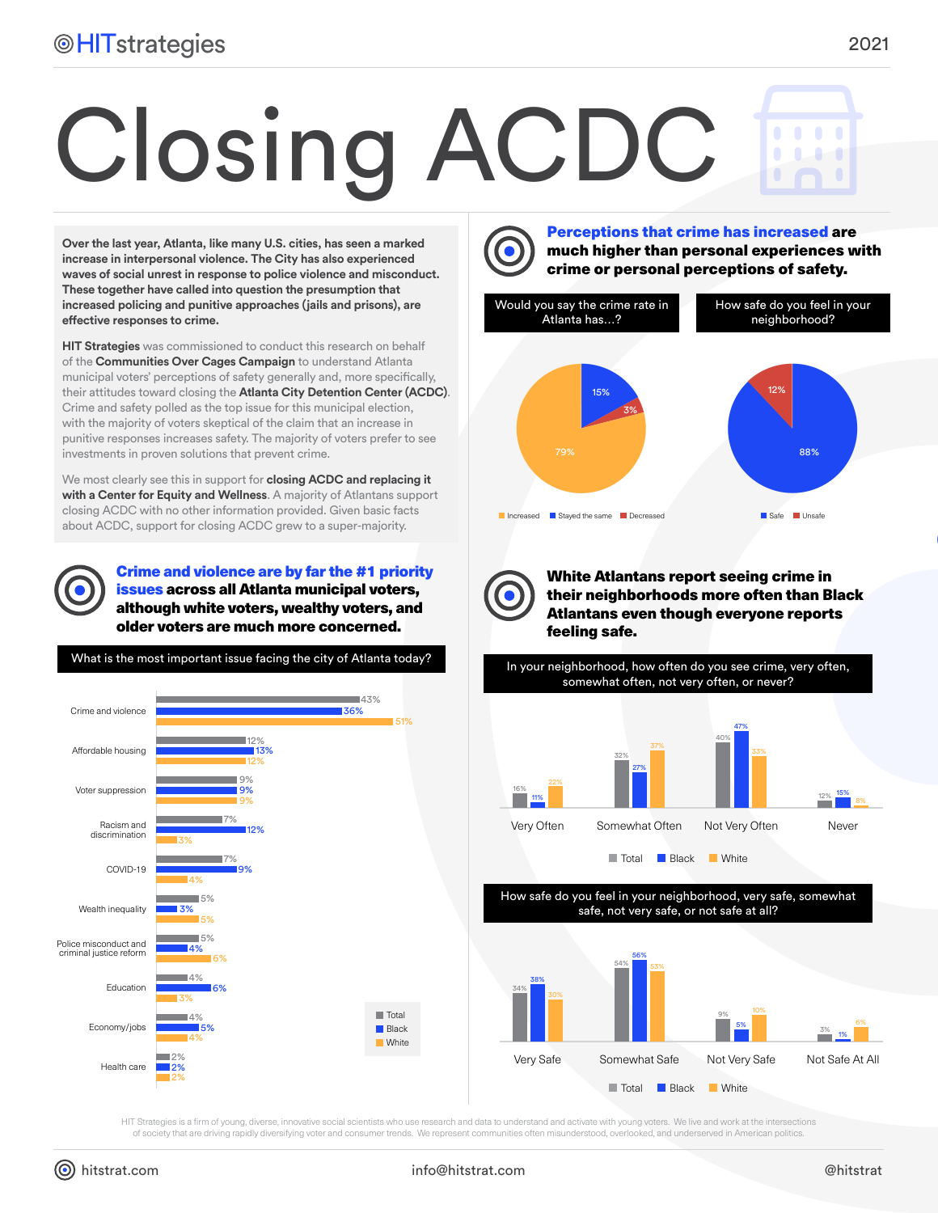# Closing ACDC

2021

**Over the last year, Atlanta, like many U.S. cities, has seen a marked increase in interpersonal violence. The City has also experienced waves of social unrest in response to police violence and misconduct. These together have called into question the presumption that increased policing and punitive approaches (jails and prisons), are effective responses to crime.**

**HIT Strategies** was commissioned to conduct this research on behalf of the **Communities Over Cages Campaign** to understand Atlanta municipal voters' perceptions of safety generally and, more specifically, their attitudes toward closing the **Atlanta City Detention Center (ACDC)**. Crime and safety polled as the top issue for this municipal election, with the majority of voters skeptical of the claim that an increase in punitive responses increases safety. The majority of voters prefer to see investments in proven solutions that prevent crime.

We most clearly see this in support for **closing ACDC and replacing it with a Center for Equity and Wellness**. A majority of Atlantans support closing ACDC with no other information provided. Given basic facts about ACDC, support for closing ACDC grew to a super-majority.

## Crime and violence are by far the #1 priority issues across all Atlanta municipal voters, although white voters, wealthy voters, and older voters are much more concerned.

What is the most important issue facing the city of Atlanta today?

| Issue | Total | Black | White |
|---|---|---|---|
| Crime and violence | 43% | 36% | 51% |
| Affordable housing | 12% | 13% | 12% |
| Voter suppression | 9% | 9% | 9% |
| Racism and discrimination | 7% | 12% | 3% |
| COVID-19 | 7% | 9% | 4% |
| Wealth inequality | 5% | 3% | 5% |
| Police misconduct and criminal justice reform | 5% | 4% | 6% |
| Education | 4% | 6% | 3% |
| Economy/jobs | 4% | 5% | 4% |
| Health care | 2% | 2% | 2% |

## Perceptions that crime has increased are much higher than personal experiences with crime or personal perceptions of safety.

Would you say the crime rate in Atlanta has...?

| Response | % |
|---|---|
| Increased | 79% |
| Stayed the same | 15% |
| Decreased | 3% |

How safe do you feel in your neighborhood?

| Response | % |
|---|---|
| Safe | 88% |
| Unsafe | 12% |

## White Atlantans report seeing crime in their neighborhoods more often than Black Atlantans even though everyone reports feeling safe.

In your neighborhood, how often do you see crime, very often, somewhat often, not very often, or never?

| Response | Total | Black | White |
|---|---|---|---|
| Very Often | 16% | 11% | 22% |
| Somewhat Often | 32% | 27% | 37% |
| Not Very Often | 40% | 47% | 33% |
| Never | 12% | 15% | 8% |

How safe do you feel in your neighborhood, very safe, somewhat safe, not very safe, or not safe at all?

| Response | Total | Black | White |
|---|---|---|---|
| Very Safe | 34% | 38% | 30% |
| Somewhat Safe | 54% | 56% | 53% |
| Not Very Safe | 9% | 5% | 10% |
| Not Safe At All | 3% | 1% | 6% |

HIT Strategies is a firm of young, diverse, innovative social scientists who use research and data to understand and activate with young voters. We live and work at the intersections of society that are driving rapidly diversifying voter and consumer trends. We represent communities often misunderstood, overlooked, and underserved in American politics.

hitstrat.com | info@hitstrat.com | @hitstrat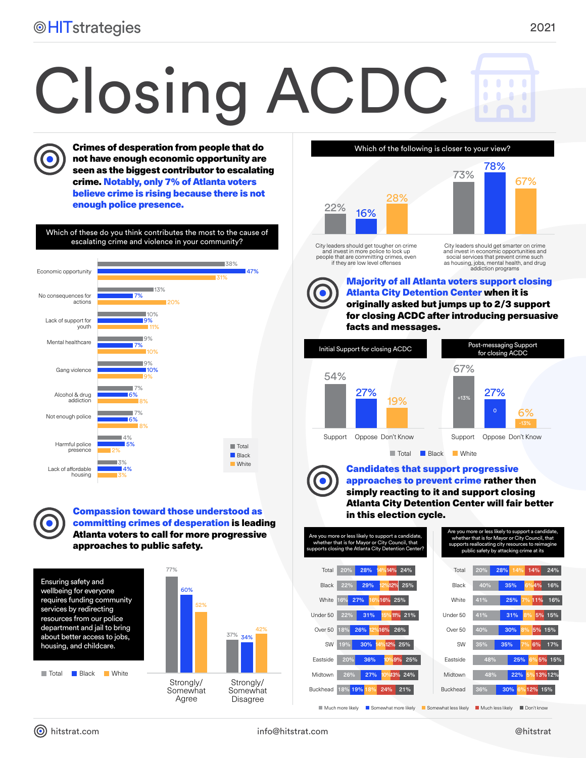HITstrategies

2021

# Closing ACDC

**Crimes of desperation from people that do not have enough economic opportunity are seen as the biggest contributor to escalating crime. Notably, only 7% of Atlanta voters believe crime is rising because there is not enough police presence.**

Which of these do you think contributes the most to the cause of escalating crime and violence in your community?

Economic opportunity 38% 47% 31%
No consequences for actions 13% 7% 20%
Lack of support for youth 10% 9% 11%
Mental healthcare 9% 7% 10%
Gang violence 9% 10% 9%
Alcohol & drug addiction 7% 6% 8%
Not enough police 7% 6% 8%
Harmful police presence 4% 5% 2%
Lack of affordable housing 3% 4% 3%

Total
Black
White

**Compassion toward those understood as committing crimes of desperation is leading Atlanta voters to call for more progressive approaches to public safety.**

Ensuring safety and wellbeing for everyone requires funding community services by redirecting resources from our police department and jail to bring about better access to jobs, housing, and childcare.

Total Black White

Strongly/ Somewhat Agree: 77% 60% 52%
Strongly/ Somewhat Disagree: 37% 34% 42%

Which of the following is closer to your view?

City leaders should get tougher on crime and invest in more police to lock up people that are committing crimes, even if they are low level offenses: 22% 16% 28%

City leaders should get smarter on crime and invest in economic opportunities and social services that prevent crime such as housing, jobs, mental health, and drug addiction programs: 73% 78% 67%

**Majority of all Atlanta voters support closing Atlanta City Detention Center when it is originally asked but jumps up to 2/3 support for closing ACDC after introducing persuasive facts and messages.**

Initial Support for closing ACDC

Support 54%
Oppose 27%
Don't Know 19%

Post-messaging Support for closing ACDC

Support 67% +13%
Oppose 27% 0
Don't Know 6% -13%

Total Black White

**Candidates that support progressive approaches to prevent crime rather then simply reacting to it and support closing Atlanta City Detention Center will fair better in this election cycle.**

Are you more or less likely to support a candidate, whether that is for Mayor or City Council, that supports closing the Atlanta City Detention Center?

Total 20% 28% 14% 14% 24%
Black 22% 29% 12% 12% 25%
White 16% 27% 16% 16% 25%
Under 50 22% 31% 15% 11% 21%
Over 50 18% 26% 12% 16% 26%
SW 19% 30% 14% 12% 25%
Eastside 20% 36% 10% 9% 25%
Midtown 26% 27% 10% 13% 24%
Buckhead 18% 19% 18% 24% 21%

Are you more or less likely to support a candidate, whether that is for Mayor or City Council, that supports reallocating city resources to reimagine public safety by attacking crime at its

Total 20% 28% 14% 14% 24%
Black 40% 35% 6% 4% 16%
White 41% 25% 7% 11% 16%
Under 50 41% 31% 8% 5% 15%
Over 50 40% 30% 8% 5% 15%
SW 35% 35% 7% 6% 17%
Eastside 48% 25% 8% 5% 15%
Midtown 48% 22% 5% 13% 12%
Buckhead 36% 30% 6% 12% 15%

Much more likely, Somewhat more likely, Somewhat less likely, Much less likely, Don't know

hitstrat.com info@hitstrat.com @hitstrat